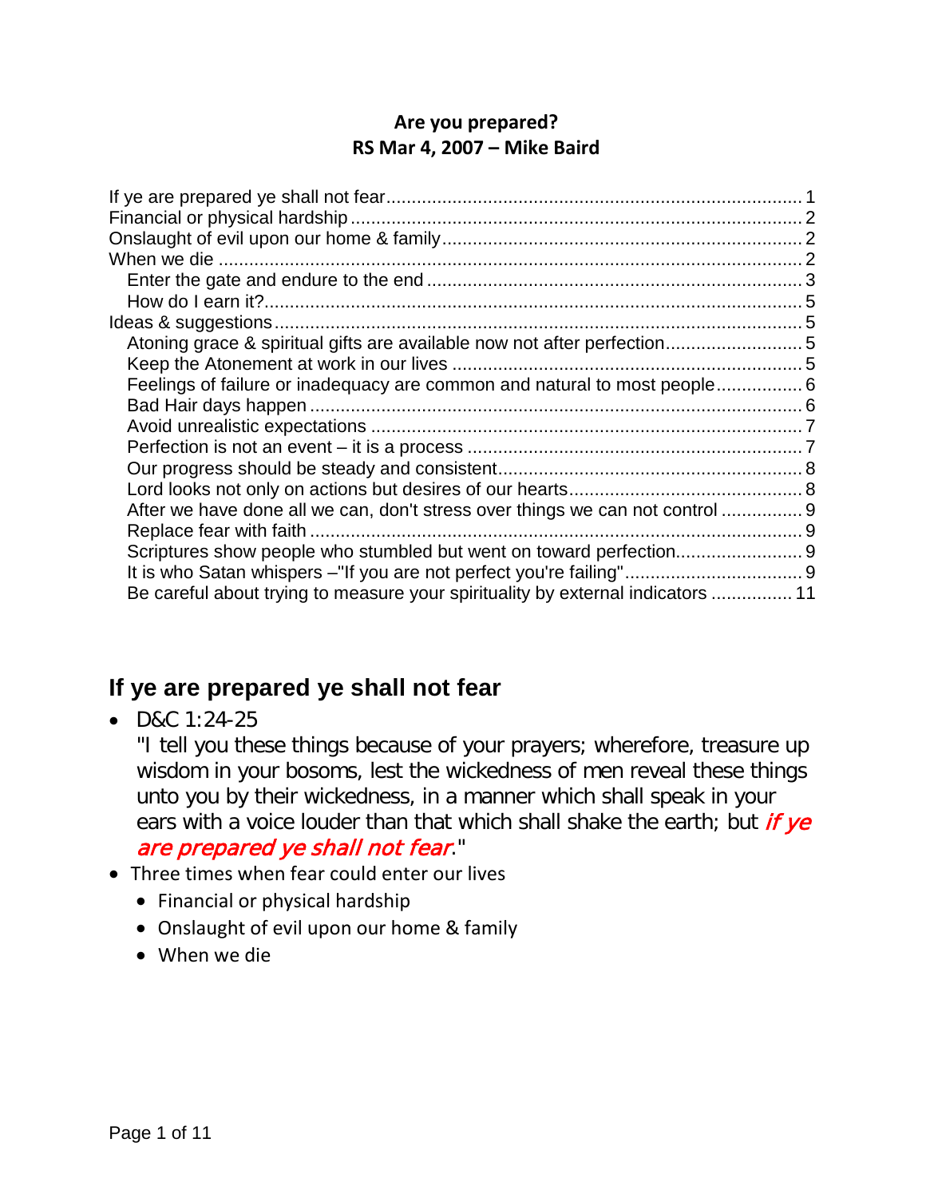**Are you prepared?**
**RS Mar 4, 2007 – Mike Baird**

- If ye are prepared ye shall not fear ........ 1
- Financial or physical hardship ........ 2
- Onslaught of evil upon our home & family ........ 2
- When we die ........ 2
  - Enter the gate and endure to the end ........ 3
  - How do I earn it? ........ 5
- Ideas & suggestions ........ 5
  - Atoning grace & spiritual gifts are available now not after perfection ........ 5
  - Keep the Atonement at work in our lives ........ 5
  - Feelings of failure or inadequacy are common and natural to most people ........ 6
  - Bad Hair days happen ........ 6
  - Avoid unrealistic expectations ........ 7
  - Perfection is not an event – it is a process ........ 7
  - Our progress should be steady and consistent ........ 8
  - Lord looks not only on actions but desires of our hearts ........ 8
  - After we have done all we can, don't stress over things we can not control ........ 9
  - Replace fear with faith ........ 9
  - Scriptures show people who stumbled but went on toward perfection ........ 9
  - It is who Satan whispers –"If you are not perfect you're failing" ........ 9
  - Be careful about trying to measure your spirituality by external indicators ........ 11

## If ye are prepared ye shall not fear

- D&C 1:24-25
  "I tell you these things because of your prayers; wherefore, treasure up wisdom in your bosoms, lest the wickedness of men reveal these things unto you by their wickedness, in a manner which shall speak in your ears with a voice louder than that which shall shake the earth; but ***if ye are prepared ye shall not fear***."
- Three times when fear could enter our lives
  - Financial or physical hardship
  - Onslaught of evil upon our home & family
  - When we die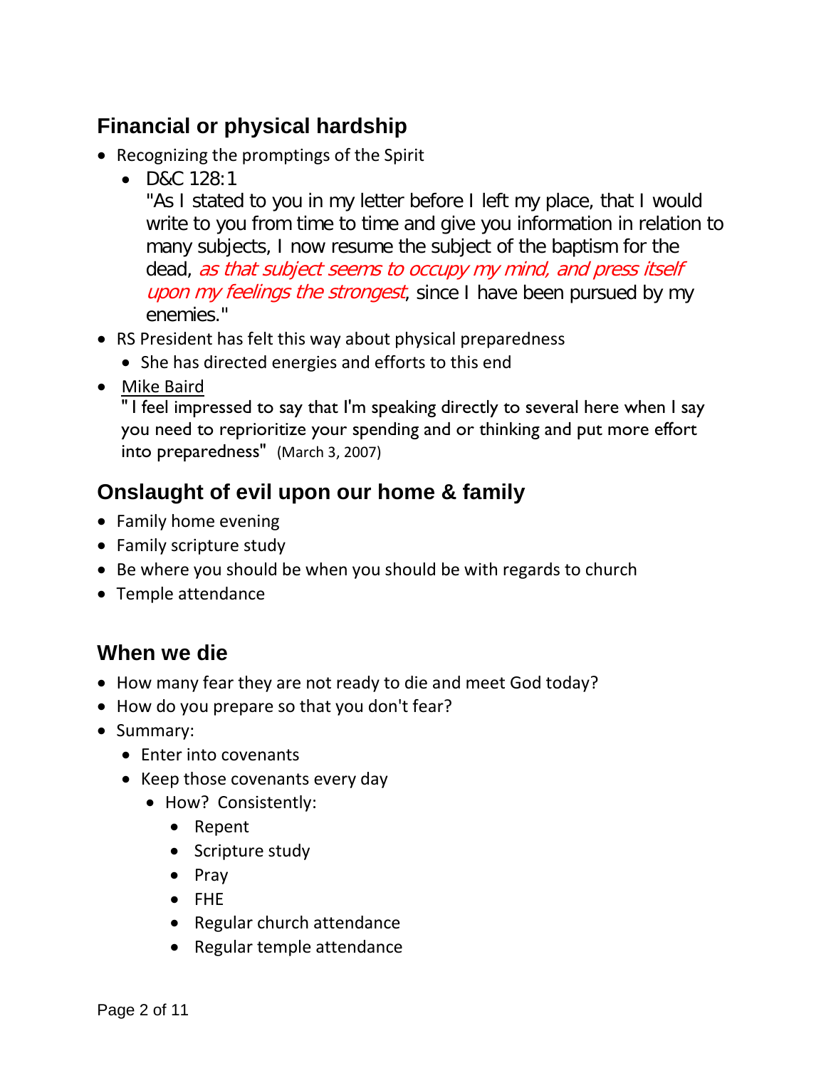## Financial or physical hardship

- Recognizing the promptings of the Spirit
  - D&C 128:1
    "As I stated to you in my letter before I left my place, that I would write to you from time to time and give you information in relation to many subjects, I now resume the subject of the baptism for the dead, *as that subject seems to occupy my mind, and press itself upon my feelings the strongest*, since I have been pursued by my enemies."
- RS President has felt this way about physical preparedness
  - She has directed energies and efforts to this end
- Mike Baird
  "I feel impressed to say that I'm speaking directly to several here when I say you need to reprioritize your spending and or thinking and put more effort into preparedness" (March 3, 2007)

## Onslaught of evil upon our home & family

- Family home evening
- Family scripture study
- Be where you should be when you should be with regards to church
- Temple attendance

## When we die

- How many fear they are not ready to die and meet God today?
- How do you prepare so that you don't fear?
- Summary:
  - Enter into covenants
  - Keep those covenants every day
    - How? Consistently:
      - Repent
      - Scripture study
      - Pray
      - FHE
      - Regular church attendance
      - Regular temple attendance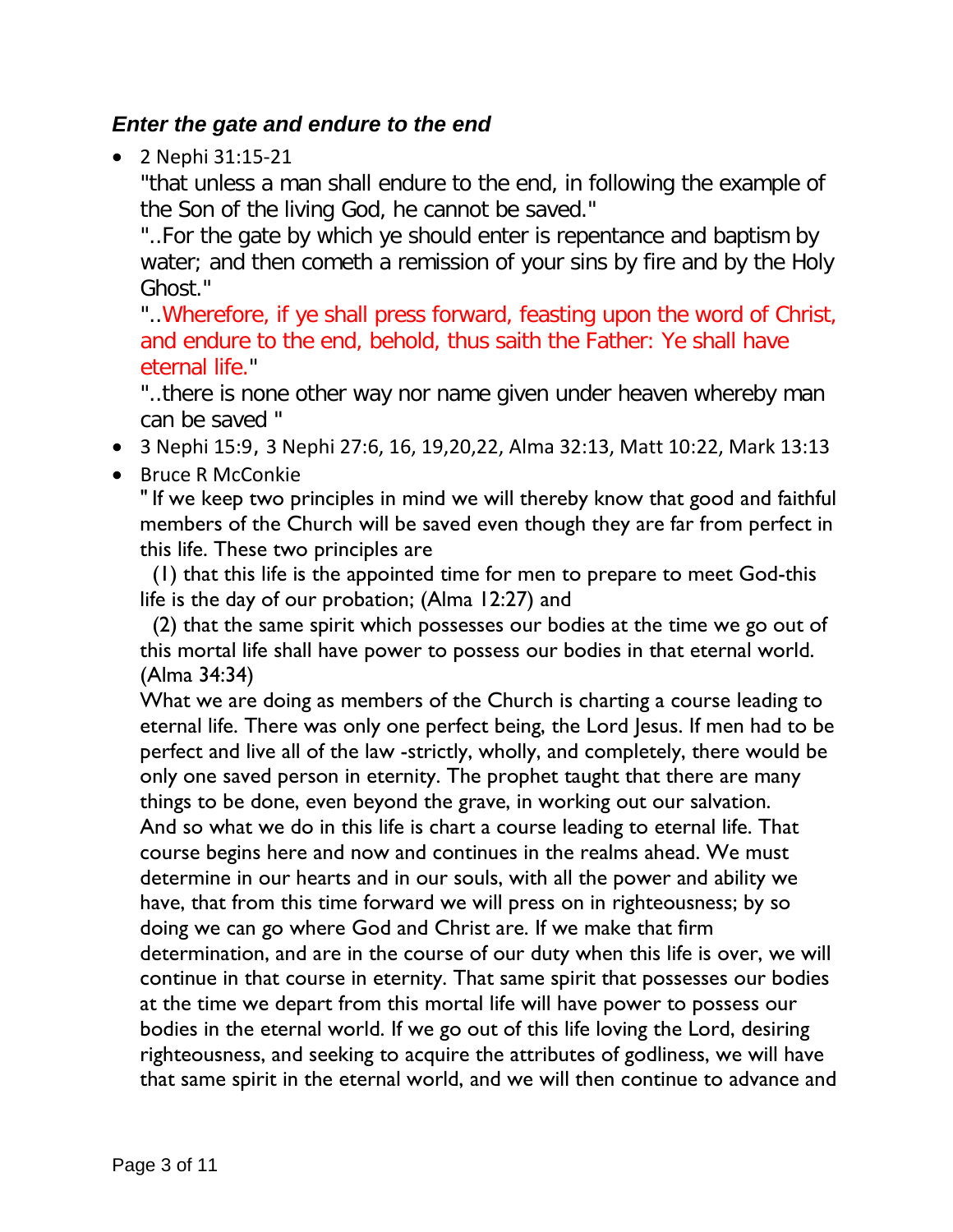### *Enter the gate and endure to the end*

- 2 Nephi 31:15-21

  "that unless a man shall endure to the end, in following the example of the Son of the living God, he cannot be saved."

  "..For the gate by which ye should enter is repentance and baptism by water; and then cometh a remission of your sins by fire and by the Holy Ghost."

  "..Wherefore, if ye shall press forward, feasting upon the word of Christ, and endure to the end, behold, thus saith the Father: Ye shall have eternal life."

  "..there is none other way nor name given under heaven whereby man can be saved "
- 3 Nephi 15:9, 3 Nephi 27:6, 16, 19,20,22, Alma 32:13, Matt 10:22, Mark 13:13
- Bruce R McConkie

  " If we keep two principles in mind we will thereby know that good and faithful members of the Church will be saved even though they are far from perfect in this life. These two principles are

  (1) that this life is the appointed time for men to prepare to meet God-this life is the day of our probation; (Alma 12:27) and

  (2) that the same spirit which possesses our bodies at the time we go out of this mortal life shall have power to possess our bodies in that eternal world. (Alma 34:34)

  What we are doing as members of the Church is charting a course leading to eternal life. There was only one perfect being, the Lord Jesus. If men had to be perfect and live all of the law -strictly, wholly, and completely, there would be only one saved person in eternity. The prophet taught that there are many things to be done, even beyond the grave, in working out our salvation.
  And so what we do in this life is chart a course leading to eternal life. That course begins here and now and continues in the realms ahead. We must determine in our hearts and in our souls, with all the power and ability we have, that from this time forward we will press on in righteousness; by so doing we can go where God and Christ are. If we make that firm determination, and are in the course of our duty when this life is over, we will continue in that course in eternity. That same spirit that possesses our bodies at the time we depart from this mortal life will have power to possess our bodies in the eternal world. If we go out of this life loving the Lord, desiring righteousness, and seeking to acquire the attributes of godliness, we will have that same spirit in the eternal world, and we will then continue to advance and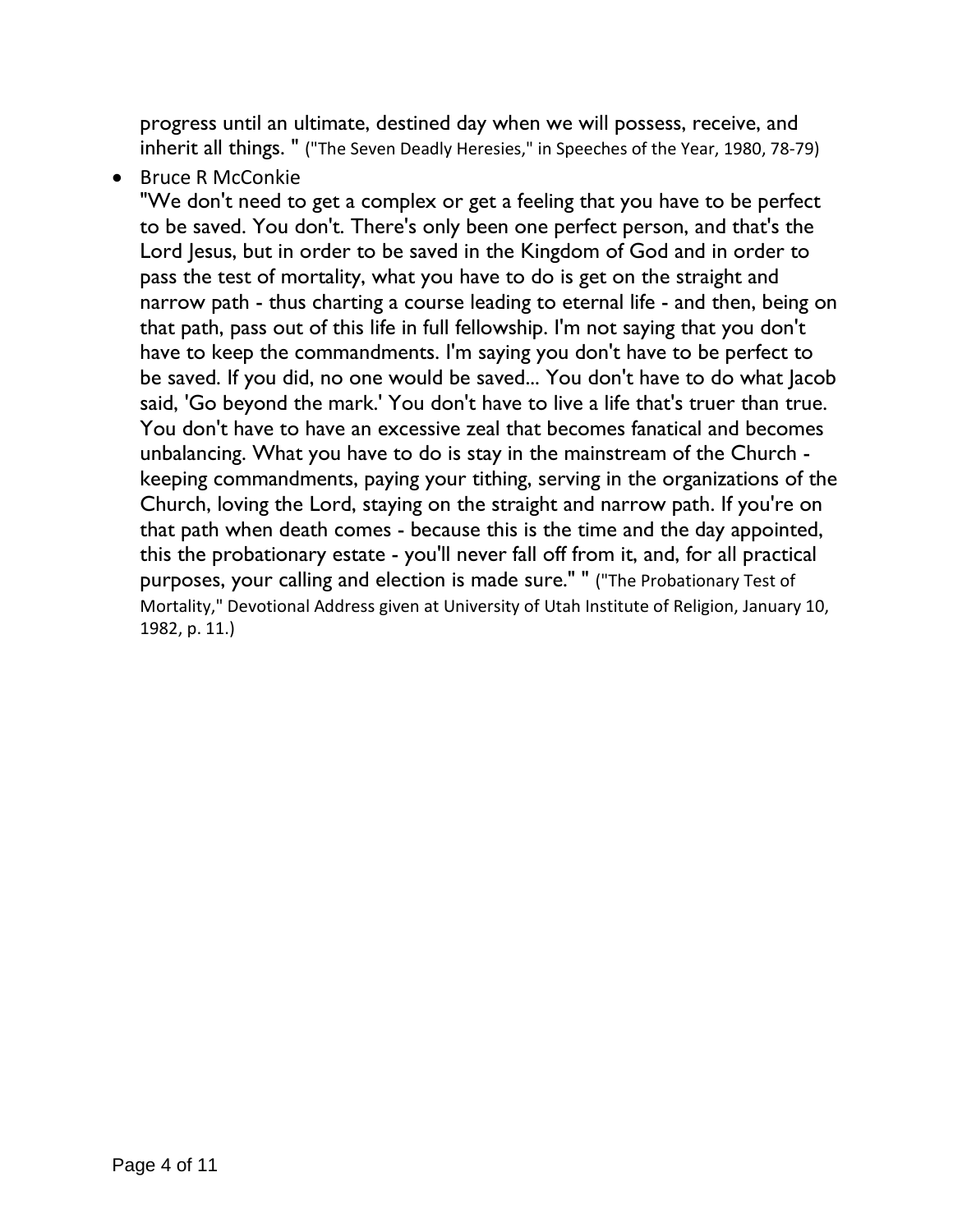progress until an ultimate, destined day when we will possess, receive, and inherit all things. " ("The Seven Deadly Heresies," in Speeches of the Year, 1980, 78-79)

- Bruce R McConkie

  "We don't need to get a complex or get a feeling that you have to be perfect to be saved. You don't. There's only been one perfect person, and that's the Lord Jesus, but in order to be saved in the Kingdom of God and in order to pass the test of mortality, what you have to do is get on the straight and narrow path - thus charting a course leading to eternal life - and then, being on that path, pass out of this life in full fellowship. I'm not saying that you don't have to keep the commandments. I'm saying you don't have to be perfect to be saved. If you did, no one would be saved... You don't have to do what Jacob said, 'Go beyond the mark.' You don't have to live a life that's truer than true. You don't have to have an excessive zeal that becomes fanatical and becomes unbalancing. What you have to do is stay in the mainstream of the Church - keeping commandments, paying your tithing, serving in the organizations of the Church, loving the Lord, staying on the straight and narrow path. If you're on that path when death comes - because this is the time and the day appointed, this the probationary estate - you'll never fall off from it, and, for all practical purposes, your calling and election is made sure." " ("The Probationary Test of Mortality," Devotional Address given at University of Utah Institute of Religion, January 10, 1982, p. 11.)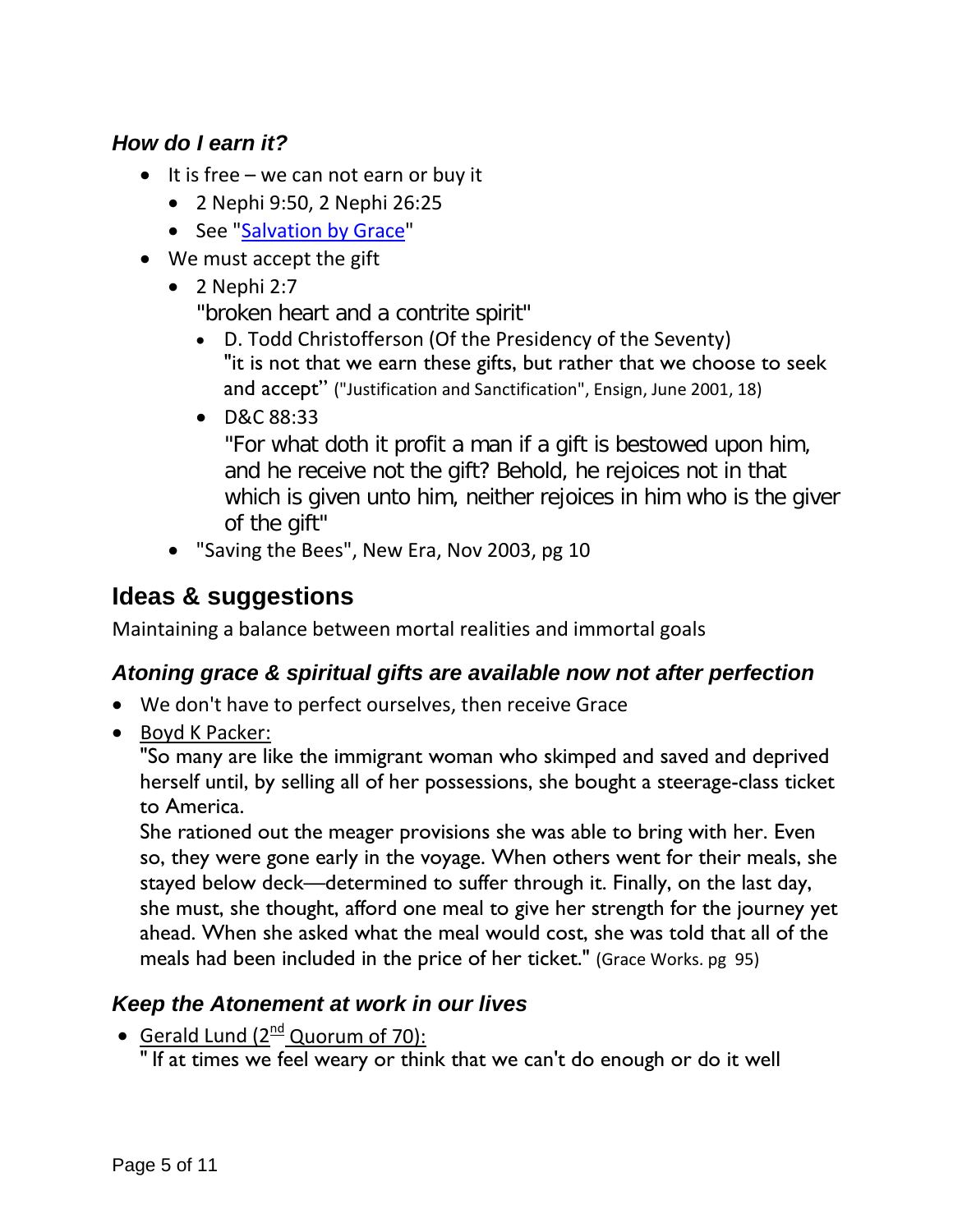### *How do I earn it?*

- It is free – we can not earn or buy it
  - 2 Nephi 9:50, 2 Nephi 26:25
  - See "Salvation by Grace"
- We must accept the gift
  - 2 Nephi 2:7
    "broken heart and a contrite spirit"
    - D. Todd Christofferson (Of the Presidency of the Seventy)
      "it is not that we earn these gifts, but rather that we choose to seek and accept" ("Justification and Sanctification", Ensign, June 2001, 18)
    - D&C 88:33
      "For what doth it profit a man if a gift is bestowed upon him, and he receive not the gift? Behold, he rejoices not in that which is given unto him, neither rejoices in him who is the giver of the gift"
  - "Saving the Bees", New Era, Nov 2003, pg 10

## Ideas & suggestions

Maintaining a balance between mortal realities and immortal goals

### *Atoning grace & spiritual gifts are available now not after perfection*

- We don't have to perfect ourselves, then receive Grace
- Boyd K Packer:
  "So many are like the immigrant woman who skimped and saved and deprived herself until, by selling all of her possessions, she bought a steerage-class ticket to America.
  She rationed out the meager provisions she was able to bring with her. Even so, they were gone early in the voyage. When others went for their meals, she stayed below deck—determined to suffer through it. Finally, on the last day, she must, she thought, afford one meal to give her strength for the journey yet ahead. When she asked what the meal would cost, she was told that all of the meals had been included in the price of her ticket." (Grace Works. pg 95)

### *Keep the Atonement at work in our lives*

- Gerald Lund (2nd Quorum of 70):
  " If at times we feel weary or think that we can't do enough or do it well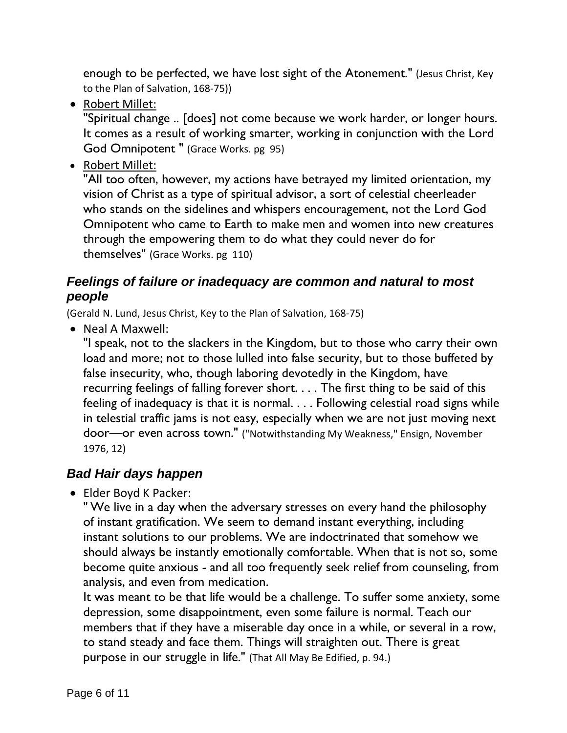enough to be perfected, we have lost sight of the Atonement." (Jesus Christ, Key to the Plan of Salvation, 168-75))

- Robert Millet:
  "Spiritual change .. [does] not come because we work harder, or longer hours. It comes as a result of working smarter, working in conjunction with the Lord God Omnipotent " (Grace Works. pg 95)
- Robert Millet:
  "All too often, however, my actions have betrayed my limited orientation, my vision of Christ as a type of spiritual advisor, a sort of celestial cheerleader who stands on the sidelines and whispers encouragement, not the Lord God Omnipotent who came to Earth to make men and women into new creatures through the empowering them to do what they could never do for themselves" (Grace Works. pg 110)

## *Feelings of failure or inadequacy are common and natural to most people*

(Gerald N. Lund, Jesus Christ, Key to the Plan of Salvation, 168-75)

- Neal A Maxwell:
  "I speak, not to the slackers in the Kingdom, but to those who carry their own load and more; not to those lulled into false security, but to those buffeted by false insecurity, who, though laboring devotedly in the Kingdom, have recurring feelings of falling forever short. . . . The first thing to be said of this feeling of inadequacy is that it is normal. . . . Following celestial road signs while in telestial traffic jams is not easy, especially when we are not just moving next door—or even across town." ("Notwithstanding My Weakness," Ensign, November 1976, 12)

## *Bad Hair days happen*

- Elder Boyd K Packer:
  " We live in a day when the adversary stresses on every hand the philosophy of instant gratification. We seem to demand instant everything, including instant solutions to our problems. We are indoctrinated that somehow we should always be instantly emotionally comfortable. When that is not so, some become quite anxious - and all too frequently seek relief from counseling, from analysis, and even from medication.
  It was meant to be that life would be a challenge. To suffer some anxiety, some depression, some disappointment, even some failure is normal. Teach our members that if they have a miserable day once in a while, or several in a row, to stand steady and face them. Things will straighten out. There is great purpose in our struggle in life." (That All May Be Edified, p. 94.)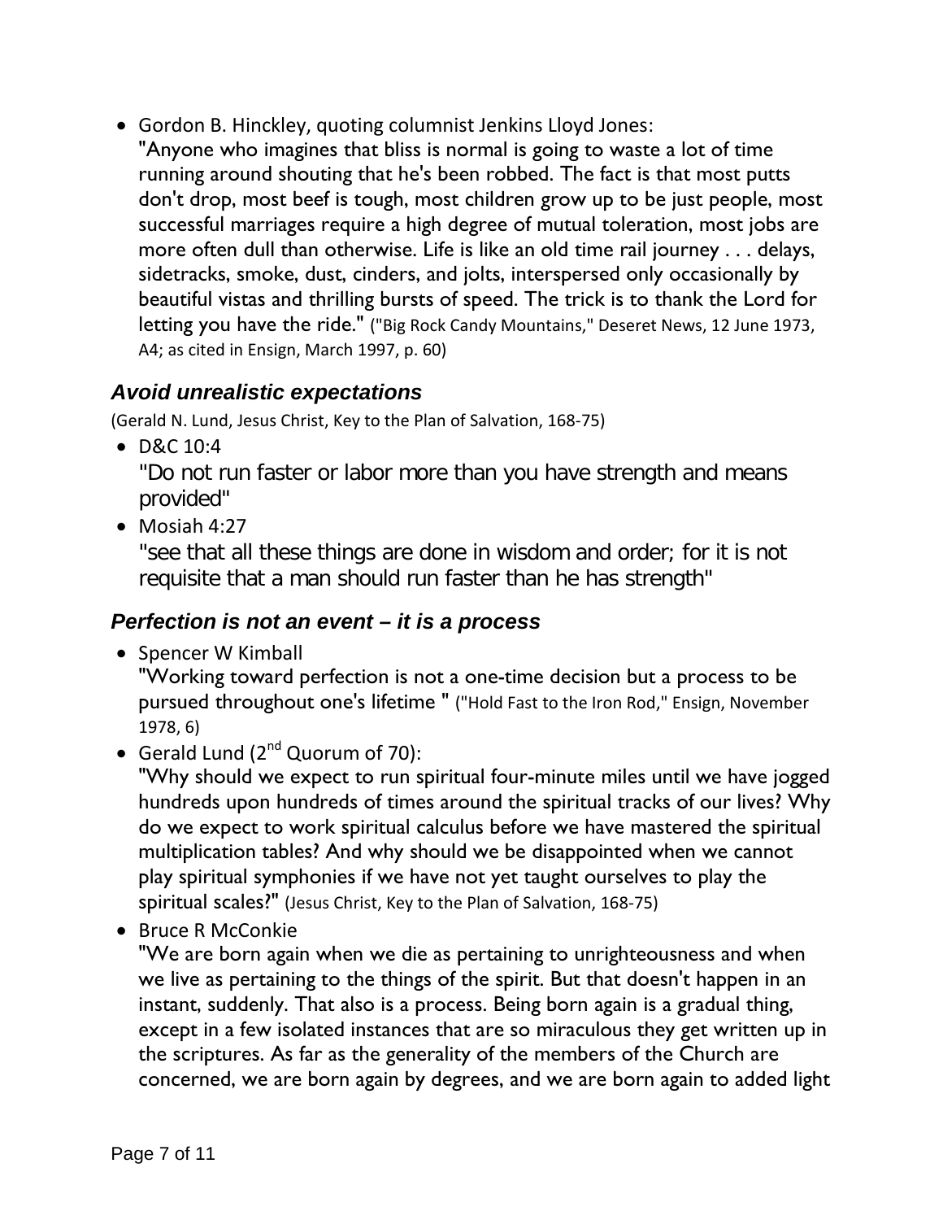- Gordon B. Hinckley, quoting columnist Jenkins Lloyd Jones:
  "Anyone who imagines that bliss is normal is going to waste a lot of time running around shouting that he's been robbed. The fact is that most putts don't drop, most beef is tough, most children grow up to be just people, most successful marriages require a high degree of mutual toleration, most jobs are more often dull than otherwise. Life is like an old time rail journey . . . delays, sidetracks, smoke, dust, cinders, and jolts, interspersed only occasionally by beautiful vistas and thrilling bursts of speed. The trick is to thank the Lord for letting you have the ride." ("Big Rock Candy Mountains," Deseret News, 12 June 1973, A4; as cited in Ensign, March 1997, p. 60)

### *Avoid unrealistic expectations*

(Gerald N. Lund, Jesus Christ, Key to the Plan of Salvation, 168-75)

- D&C 10:4
  "Do not run faster or labor more than you have strength and means provided"
- Mosiah 4:27
  "see that all these things are done in wisdom and order; for it is not requisite that a man should run faster than he has strength"

### *Perfection is not an event – it is a process*

- Spencer W Kimball
  "Working toward perfection is not a one-time decision but a process to be pursued throughout one's lifetime " ("Hold Fast to the Iron Rod," Ensign, November 1978, 6)
- Gerald Lund (2nd Quorum of 70):
  "Why should we expect to run spiritual four-minute miles until we have jogged hundreds upon hundreds of times around the spiritual tracks of our lives? Why do we expect to work spiritual calculus before we have mastered the spiritual multiplication tables? And why should we be disappointed when we cannot play spiritual symphonies if we have not yet taught ourselves to play the spiritual scales?" (Jesus Christ, Key to the Plan of Salvation, 168-75)
- Bruce R McConkie
  "We are born again when we die as pertaining to unrighteousness and when we live as pertaining to the things of the spirit. But that doesn't happen in an instant, suddenly. That also is a process. Being born again is a gradual thing, except in a few isolated instances that are so miraculous they get written up in the scriptures. As far as the generality of the members of the Church are concerned, we are born again by degrees, and we are born again to added light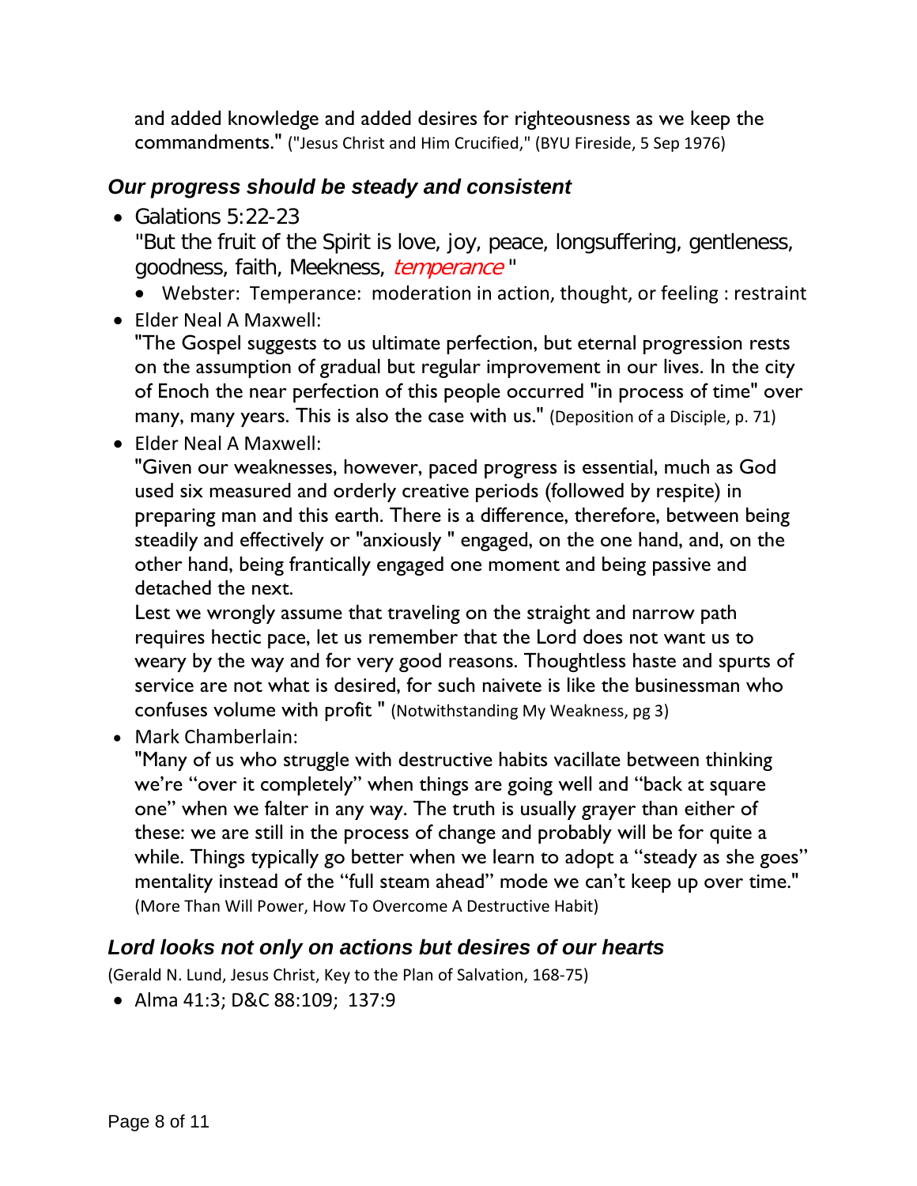and added knowledge and added desires for righteousness as we keep the commandments." ("Jesus Christ and Him Crucified," (BYU Fireside, 5 Sep 1976)

### *Our progress should be steady and consistent*

- Galations 5:22-23
  "But the fruit of the Spirit is love, joy, peace, longsuffering, gentleness, goodness, faith, Meekness, *temperance* "
  - Webster: Temperance: moderation in action, thought, or feeling : restraint
- Elder Neal A Maxwell:
  "The Gospel suggests to us ultimate perfection, but eternal progression rests on the assumption of gradual but regular improvement in our lives. In the city of Enoch the near perfection of this people occurred "in process of time" over many, many years. This is also the case with us." (Deposition of a Disciple, p. 71)
- Elder Neal A Maxwell:
  "Given our weaknesses, however, paced progress is essential, much as God used six measured and orderly creative periods (followed by respite) in preparing man and this earth. There is a difference, therefore, between being steadily and effectively or "anxiously " engaged, on the one hand, and, on the other hand, being frantically engaged one moment and being passive and detached the next.
  Lest we wrongly assume that traveling on the straight and narrow path requires hectic pace, let us remember that the Lord does not want us to weary by the way and for very good reasons. Thoughtless haste and spurts of service are not what is desired, for such naivete is like the businessman who confuses volume with profit " (Notwithstanding My Weakness, pg 3)
- Mark Chamberlain:
  "Many of us who struggle with destructive habits vacillate between thinking we're "over it completely" when things are going well and "back at square one" when we falter in any way. The truth is usually grayer than either of these: we are still in the process of change and probably will be for quite a while. Things typically go better when we learn to adopt a "steady as she goes" mentality instead of the "full steam ahead" mode we can't keep up over time." (More Than Will Power, How To Overcome A Destructive Habit)

### *Lord looks not only on actions but desires of our hearts*

(Gerald N. Lund, Jesus Christ, Key to the Plan of Salvation, 168-75)

- Alma 41:3; D&C 88:109; 137:9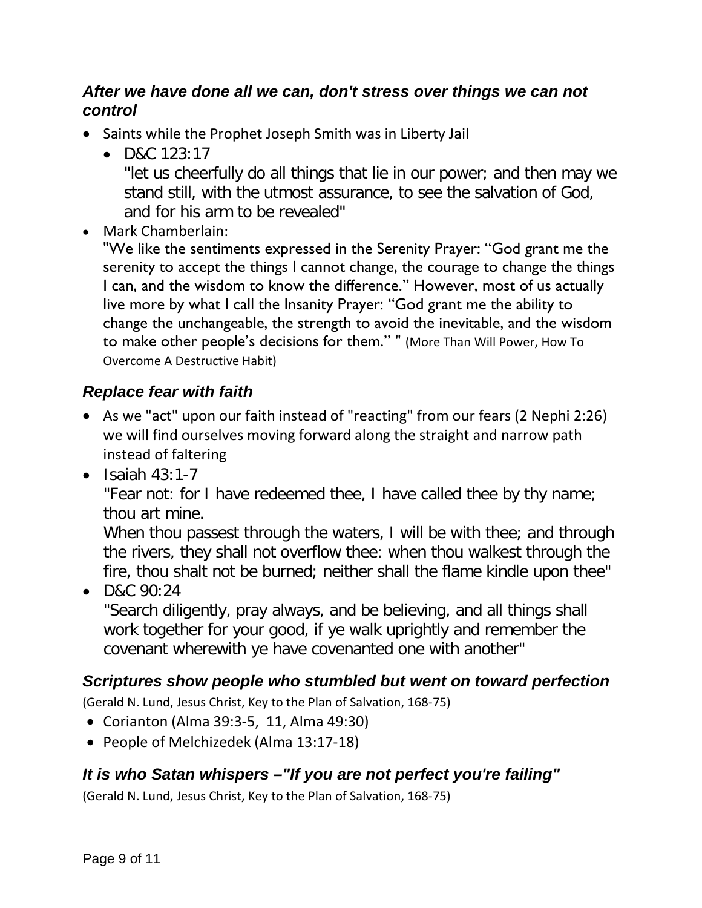### ***After we have done all we can, don't stress over things we can not control***

- Saints while the Prophet Joseph Smith was in Liberty Jail
  - D&C 123:17
    "let us cheerfully do all things that lie in our power; and then may we stand still, with the utmost assurance, to see the salvation of God, and for his arm to be revealed"
- Mark Chamberlain:
  "We like the sentiments expressed in the Serenity Prayer: "God grant me the serenity to accept the things I cannot change, the courage to change the things I can, and the wisdom to know the difference." However, most of us actually live more by what I call the Insanity Prayer: "God grant me the ability to change the unchangeable, the strength to avoid the inevitable, and the wisdom to make other people's decisions for them." " (More Than Will Power, How To Overcome A Destructive Habit)

### ***Replace fear with faith***

- As we "act" upon our faith instead of "reacting" from our fears (2 Nephi 2:26) we will find ourselves moving forward along the straight and narrow path instead of faltering
- Isaiah 43:1-7
  "Fear not: for I have redeemed thee, I have called thee by thy name; thou art mine.
  When thou passest through the waters, I will be with thee; and through the rivers, they shall not overflow thee: when thou walkest through the fire, thou shalt not be burned; neither shall the flame kindle upon thee"
- D&C 90:24
  "Search diligently, pray always, and be believing, and all things shall work together for your good, if ye walk uprightly and remember the covenant wherewith ye have covenanted one with another"

### ***Scriptures show people who stumbled but went on toward perfection***

(Gerald N. Lund, Jesus Christ, Key to the Plan of Salvation, 168-75)

- Corianton (Alma 39:3-5, 11, Alma 49:30)
- People of Melchizedek (Alma 13:17-18)

### ***It is who Satan whispers –"If you are not perfect you're failing"***

(Gerald N. Lund, Jesus Christ, Key to the Plan of Salvation, 168-75)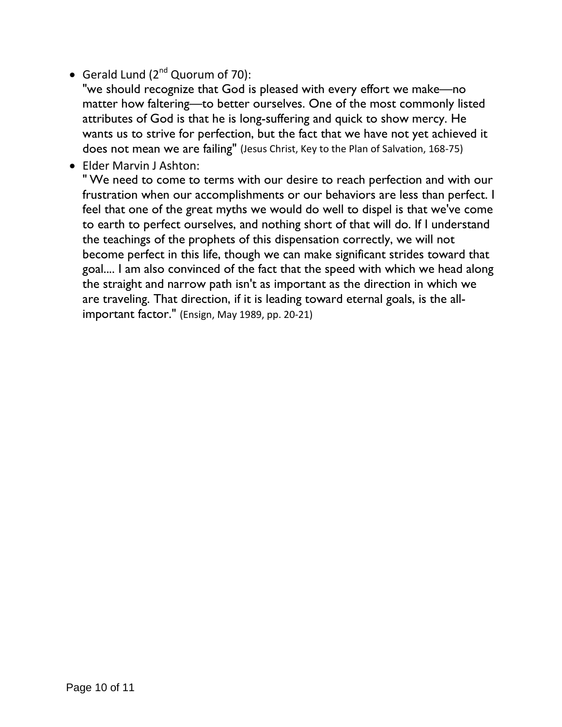- Gerald Lund (2nd Quorum of 70):
  "we should recognize that God is pleased with every effort we make—no matter how faltering—to better ourselves. One of the most commonly listed attributes of God is that he is long-suffering and quick to show mercy. He wants us to strive for perfection, but the fact that we have not yet achieved it does not mean we are failing" (Jesus Christ, Key to the Plan of Salvation, 168-75)
- Elder Marvin J Ashton:
  " We need to come to terms with our desire to reach perfection and with our frustration when our accomplishments or our behaviors are less than perfect. I feel that one of the great myths we would do well to dispel is that we've come to earth to perfect ourselves, and nothing short of that will do. If I understand the teachings of the prophets of this dispensation correctly, we will not become perfect in this life, though we can make significant strides toward that goal.... I am also convinced of the fact that the speed with which we head along the straight and narrow path isn't as important as the direction in which we are traveling. That direction, if it is leading toward eternal goals, is the all-important factor." (Ensign, May 1989, pp. 20-21)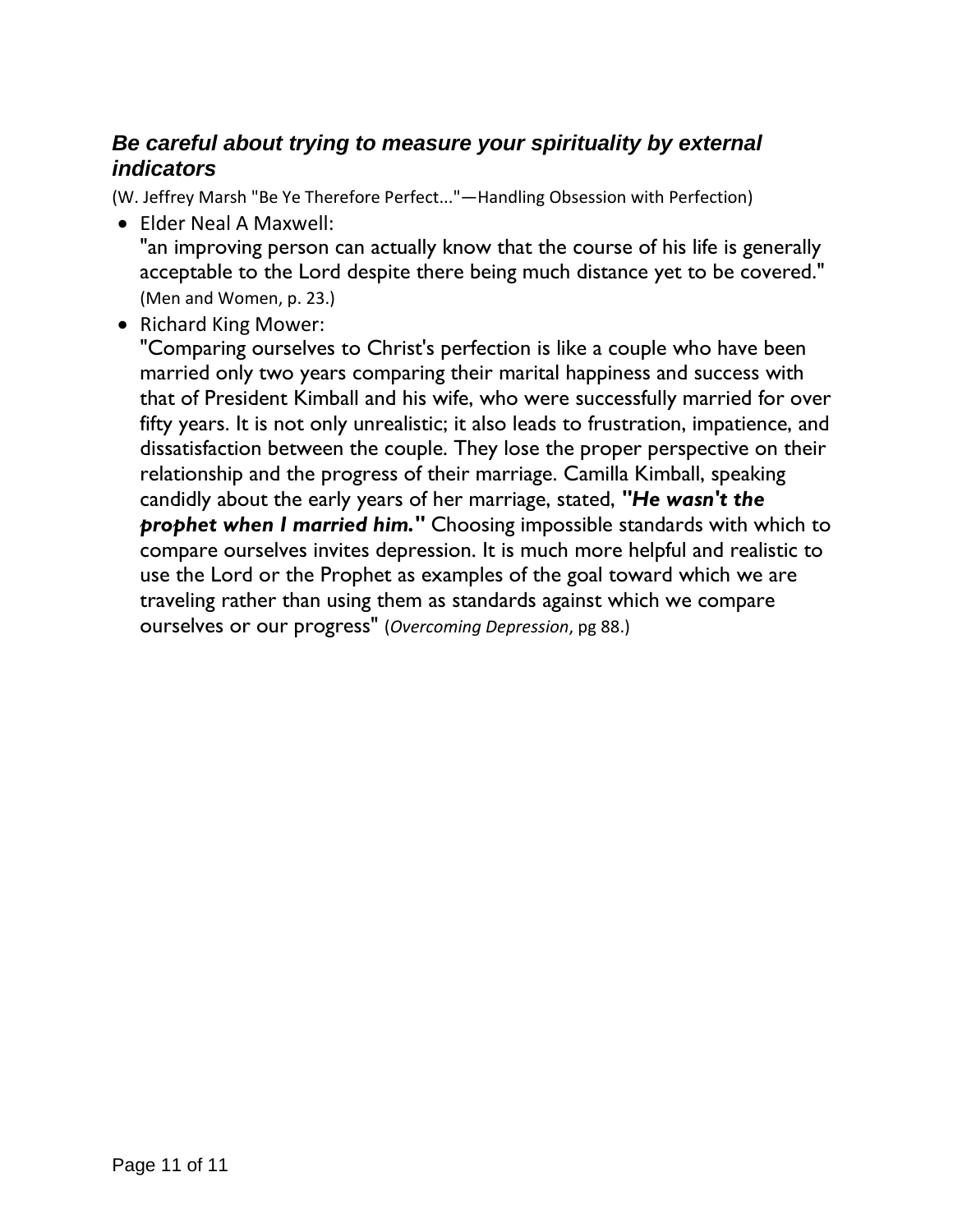### ***Be careful about trying to measure your spirituality by external indicators***

(W. Jeffrey Marsh "Be Ye Therefore Perfect..."—Handling Obsession with Perfection)

- Elder Neal A Maxwell:
  "an improving person can actually know that the course of his life is generally acceptable to the Lord despite there being much distance yet to be covered." (Men and Women, p. 23.)
- Richard King Mower:
  "Comparing ourselves to Christ's perfection is like a couple who have been married only two years comparing their marital happiness and success with that of President Kimball and his wife, who were successfully married for over fifty years. It is not only unrealistic; it also leads to frustration, impatience, and dissatisfaction between the couple. They lose the proper perspective on their relationship and the progress of their marriage. Camilla Kimball, speaking candidly about the early years of her marriage, stated, ***"He wasn't the prophet when I married him."*** Choosing impossible standards with which to compare ourselves invites depression. It is much more helpful and realistic to use the Lord or the Prophet as examples of the goal toward which we are traveling rather than using them as standards against which we compare ourselves or our progress" (*Overcoming Depression*, pg 88.)